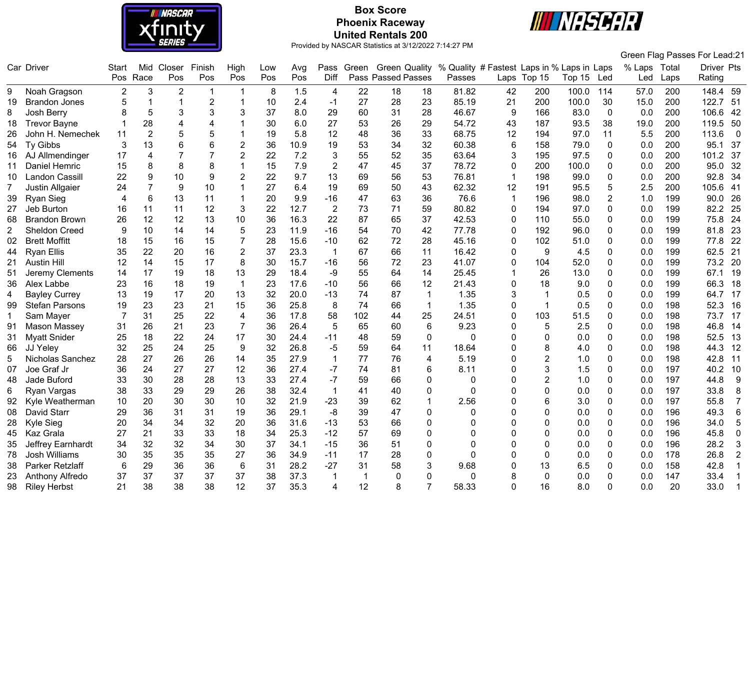# Box Score
## Phoenix Raceway
## United Rentals 200

Provided by NASCAR Statistics at 3/12/2022 7:14:27 PM

Green Flag Passes For Lead:21

| Car | Driver | Start Pos | Mid Race | Closer Pos | Finish Pos | High Pos | Low Pos | Avg Pos | Pass Diff | Green Pass | Green Passed | Quality Passes | % Quality Passes | # Fastest Laps | Laps in Top 15 | % Laps in Top 15 | Laps Led | % Laps Led | Total Laps | Driver Rating | Pts |
|---|---|---|---|---|---|---|---|---|---|---|---|---|---|---|---|---|---|---|---|---|---|
| 9 | Noah Gragson | 2 | 3 | 2 | 1 | 1 | 8 | 1.5 | 4 | 22 | 18 | 18 | 81.82 | 42 | 200 | 100.0 | 114 | 57.0 | 200 | 148.4 | 59 |
| 19 | Brandon Jones | 5 | 1 | 1 | 2 | 1 | 10 | 2.4 | -1 | 27 | 28 | 23 | 85.19 | 21 | 200 | 100.0 | 30 | 15.0 | 200 | 122.7 | 51 |
| 8 | Josh Berry | 8 | 5 | 3 | 3 | 3 | 37 | 8.0 | 29 | 60 | 31 | 28 | 46.67 | 9 | 166 | 83.0 | 0 | 0.0 | 200 | 106.6 | 42 |
| 18 | Trevor Bayne | 1 | 28 | 4 | 4 | 1 | 30 | 6.0 | 27 | 53 | 26 | 29 | 54.72 | 43 | 187 | 93.5 | 38 | 19.0 | 200 | 119.5 | 50 |
| 26 | John H. Nemechek | 11 | 2 | 5 | 5 | 1 | 19 | 5.8 | 12 | 48 | 36 | 33 | 68.75 | 12 | 194 | 97.0 | 11 | 5.5 | 200 | 113.6 | 0 |
| 54 | Ty Gibbs | 3 | 13 | 6 | 6 | 2 | 36 | 10.9 | 19 | 53 | 34 | 32 | 60.38 | 6 | 158 | 79.0 | 0 | 0.0 | 200 | 95.1 | 37 |
| 16 | AJ Allmendinger | 17 | 4 | 7 | 7 | 2 | 22 | 7.2 | 3 | 55 | 52 | 35 | 63.64 | 3 | 195 | 97.5 | 0 | 0.0 | 200 | 101.2 | 37 |
| 11 | Daniel Hemric | 15 | 8 | 8 | 8 | 1 | 15 | 7.9 | 2 | 47 | 45 | 37 | 78.72 | 0 | 200 | 100.0 | 0 | 0.0 | 200 | 95.0 | 32 |
| 10 | Landon Cassill | 22 | 9 | 10 | 9 | 2 | 22 | 9.7 | 13 | 69 | 56 | 53 | 76.81 | 1 | 198 | 99.0 | 0 | 0.0 | 200 | 92.8 | 34 |
| 7 | Justin Allgaier | 24 | 7 | 9 | 10 | 1 | 27 | 6.4 | 19 | 69 | 50 | 43 | 62.32 | 12 | 191 | 95.5 | 5 | 2.5 | 200 | 105.6 | 41 |
| 39 | Ryan Sieg | 4 | 6 | 13 | 11 | 1 | 20 | 9.9 | -16 | 47 | 63 | 36 | 76.6 | 1 | 196 | 98.0 | 2 | 1.0 | 199 | 90.0 | 26 |
| 27 | Jeb Burton | 16 | 11 | 11 | 12 | 3 | 22 | 12.7 | 2 | 73 | 71 | 59 | 80.82 | 0 | 194 | 97.0 | 0 | 0.0 | 199 | 82.2 | 25 |
| 68 | Brandon Brown | 26 | 12 | 12 | 13 | 10 | 36 | 16.3 | 22 | 87 | 65 | 37 | 42.53 | 0 | 110 | 55.0 | 0 | 0.0 | 199 | 75.8 | 24 |
| 2 | Sheldon Creed | 9 | 10 | 14 | 14 | 5 | 23 | 11.9 | -16 | 54 | 70 | 42 | 77.78 | 0 | 192 | 96.0 | 0 | 0.0 | 199 | 81.8 | 23 |
| 02 | Brett Moffitt | 18 | 15 | 16 | 15 | 7 | 28 | 15.6 | -10 | 62 | 72 | 28 | 45.16 | 0 | 102 | 51.0 | 0 | 0.0 | 199 | 77.8 | 22 |
| 44 | Ryan Ellis | 35 | 22 | 20 | 16 | 2 | 37 | 23.3 | 1 | 67 | 66 | 11 | 16.42 | 0 | 9 | 4.5 | 0 | 0.0 | 199 | 62.5 | 21 |
| 21 | Austin Hill | 12 | 14 | 15 | 17 | 8 | 30 | 15.7 | -16 | 56 | 72 | 23 | 41.07 | 0 | 104 | 52.0 | 0 | 0.0 | 199 | 73.2 | 20 |
| 51 | Jeremy Clements | 14 | 17 | 19 | 18 | 13 | 29 | 18.4 | -9 | 55 | 64 | 14 | 25.45 | 1 | 26 | 13.0 | 0 | 0.0 | 199 | 67.1 | 19 |
| 36 | Alex Labbe | 23 | 16 | 18 | 19 | 1 | 23 | 17.6 | -10 | 56 | 66 | 12 | 21.43 | 0 | 18 | 9.0 | 0 | 0.0 | 199 | 66.3 | 18 |
| 4 | Bayley Currey | 13 | 19 | 17 | 20 | 13 | 32 | 20.0 | -13 | 74 | 87 | 1 | 1.35 | 3 | 1 | 0.5 | 0 | 0.0 | 199 | 64.7 | 17 |
| 99 | Stefan Parsons | 19 | 23 | 23 | 21 | 15 | 36 | 25.8 | 8 | 74 | 66 | 1 | 1.35 | 0 | 1 | 0.5 | 0 | 0.0 | 198 | 52.3 | 16 |
| 1 | Sam Mayer | 7 | 31 | 25 | 22 | 4 | 36 | 17.8 | 58 | 102 | 44 | 25 | 24.51 | 0 | 103 | 51.5 | 0 | 0.0 | 198 | 73.7 | 17 |
| 91 | Mason Massey | 31 | 26 | 21 | 23 | 7 | 36 | 26.4 | 5 | 65 | 60 | 6 | 9.23 | 0 | 5 | 2.5 | 0 | 0.0 | 198 | 46.8 | 14 |
| 31 | Myatt Snider | 25 | 18 | 22 | 24 | 17 | 30 | 24.4 | -11 | 48 | 59 | 0 | 0 | 0 | 0 | 0.0 | 0 | 0.0 | 198 | 52.5 | 13 |
| 66 | JJ Yeley | 32 | 25 | 24 | 25 | 9 | 32 | 26.8 | -5 | 59 | 64 | 11 | 18.64 | 0 | 8 | 4.0 | 0 | 0.0 | 198 | 44.3 | 12 |
| 5 | Nicholas Sanchez | 28 | 27 | 26 | 26 | 14 | 35 | 27.9 | 1 | 77 | 76 | 4 | 5.19 | 0 | 2 | 1.0 | 0 | 0.0 | 198 | 42.8 | 11 |
| 07 | Joe Graf Jr | 36 | 24 | 27 | 27 | 12 | 36 | 27.4 | -7 | 74 | 81 | 6 | 8.11 | 0 | 3 | 1.5 | 0 | 0.0 | 197 | 40.2 | 10 |
| 48 | Jade Buford | 33 | 30 | 28 | 28 | 13 | 33 | 27.4 | -7 | 59 | 66 | 0 | 0 | 0 | 2 | 1.0 | 0 | 0.0 | 197 | 44.8 | 9 |
| 6 | Ryan Vargas | 38 | 33 | 29 | 29 | 26 | 38 | 32.4 | 1 | 41 | 40 | 0 | 0 | 0 | 0 | 0.0 | 0 | 0.0 | 197 | 33.8 | 8 |
| 92 | Kyle Weatherman | 10 | 20 | 30 | 30 | 10 | 32 | 21.9 | -23 | 39 | 62 | 1 | 2.56 | 0 | 6 | 3.0 | 0 | 0.0 | 197 | 55.8 | 7 |
| 08 | David Starr | 29 | 36 | 31 | 31 | 19 | 36 | 29.1 | -8 | 39 | 47 | 0 | 0 | 0 | 0 | 0.0 | 0 | 0.0 | 196 | 49.3 | 6 |
| 28 | Kyle Sieg | 20 | 34 | 34 | 32 | 20 | 36 | 31.6 | -13 | 53 | 66 | 0 | 0 | 0 | 0 | 0.0 | 0 | 0.0 | 196 | 34.0 | 5 |
| 45 | Kaz Grala | 27 | 21 | 33 | 33 | 18 | 34 | 25.3 | -12 | 57 | 69 | 0 | 0 | 0 | 0 | 0.0 | 0 | 0.0 | 196 | 45.8 | 0 |
| 35 | Jeffrey Earnhardt | 34 | 32 | 32 | 34 | 30 | 37 | 34.1 | -15 | 36 | 51 | 0 | 0 | 0 | 0 | 0.0 | 0 | 0.0 | 196 | 28.2 | 3 |
| 78 | Josh Williams | 30 | 35 | 35 | 35 | 27 | 36 | 34.9 | -11 | 17 | 28 | 0 | 0 | 0 | 0 | 0.0 | 0 | 0.0 | 178 | 26.8 | 2 |
| 38 | Parker Retzlaff | 6 | 29 | 36 | 36 | 6 | 31 | 28.2 | -27 | 31 | 58 | 3 | 9.68 | 0 | 13 | 6.5 | 0 | 0.0 | 158 | 42.8 | 1 |
| 23 | Anthony Alfredo | 37 | 37 | 37 | 37 | 37 | 38 | 37.3 | 1 | 1 | 0 | 0 | 0 | 8 | 0 | 0.0 | 0 | 0.0 | 147 | 33.4 | 1 |
| 98 | Riley Herbst | 21 | 38 | 38 | 38 | 12 | 37 | 35.3 | 4 | 12 | 8 | 7 | 58.33 | 0 | 16 | 8.0 | 0 | 0.0 | 20 | 33.0 | 1 |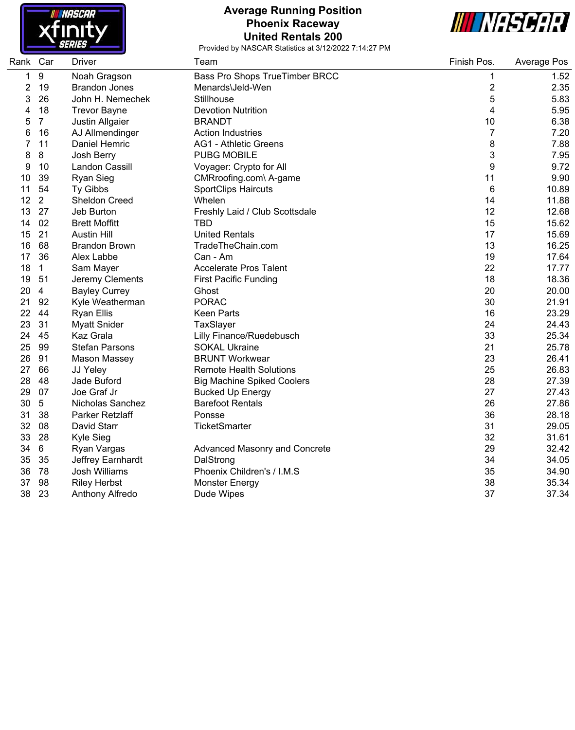# Average Running Position
## Phoenix Raceway
## United Rentals 200

Provided by NASCAR Statistics at 3/12/2022 7:14:27 PM

| Rank | Car | Driver | Team | Finish Pos. | Average Pos |
|---|---|---|---|---|---|
| 1 | 9 | Noah Gragson | Bass Pro Shops TrueTimber BRCC | 1 | 1.52 |
| 2 | 19 | Brandon Jones | Menards\Jeld-Wen | 2 | 2.35 |
| 3 | 26 | John H. Nemechek | Stillhouse | 5 | 5.83 |
| 4 | 18 | Trevor Bayne | Devotion Nutrition | 4 | 5.95 |
| 5 | 7 | Justin Allgaier | BRANDT | 10 | 6.38 |
| 6 | 16 | AJ Allmendinger | Action Industries | 7 | 7.20 |
| 7 | 11 | Daniel Hemric | AG1 - Athletic Greens | 8 | 7.88 |
| 8 | 8 | Josh Berry | PUBG MOBILE | 3 | 7.95 |
| 9 | 10 | Landon Cassill | Voyager: Crypto for All | 9 | 9.72 |
| 10 | 39 | Ryan Sieg | CMRroofing.com\ A-game | 11 | 9.90 |
| 11 | 54 | Ty Gibbs | SportClips Haircuts | 6 | 10.89 |
| 12 | 2 | Sheldon Creed | Whelen | 14 | 11.88 |
| 13 | 27 | Jeb Burton | Freshly Laid / Club Scottsdale | 12 | 12.68 |
| 14 | 02 | Brett Moffitt | TBD | 15 | 15.62 |
| 15 | 21 | Austin Hill | United Rentals | 17 | 15.69 |
| 16 | 68 | Brandon Brown | TradeTheChain.com | 13 | 16.25 |
| 17 | 36 | Alex Labbe | Can - Am | 19 | 17.64 |
| 18 | 1 | Sam Mayer | Accelerate Pros Talent | 22 | 17.77 |
| 19 | 51 | Jeremy Clements | First Pacific Funding | 18 | 18.36 |
| 20 | 4 | Bayley Currey | Ghost | 20 | 20.00 |
| 21 | 92 | Kyle Weatherman | PORAC | 30 | 21.91 |
| 22 | 44 | Ryan Ellis | Keen Parts | 16 | 23.29 |
| 23 | 31 | Myatt Snider | TaxSlayer | 24 | 24.43 |
| 24 | 45 | Kaz Grala | Lilly Finance/Ruedebusch | 33 | 25.34 |
| 25 | 99 | Stefan Parsons | SOKAL Ukraine | 21 | 25.78 |
| 26 | 91 | Mason Massey | BRUNT Workwear | 23 | 26.41 |
| 27 | 66 | JJ Yeley | Remote Health Solutions | 25 | 26.83 |
| 28 | 48 | Jade Buford | Big Machine Spiked Coolers | 28 | 27.39 |
| 29 | 07 | Joe Graf Jr | Bucked Up Energy | 27 | 27.43 |
| 30 | 5 | Nicholas Sanchez | Barefoot Rentals | 26 | 27.86 |
| 31 | 38 | Parker Retzlaff | Ponsse | 36 | 28.18 |
| 32 | 08 | David Starr | TicketSmarter | 31 | 29.05 |
| 33 | 28 | Kyle Sieg | | 32 | 31.61 |
| 34 | 6 | Ryan Vargas | Advanced Masonry and Concrete | 29 | 32.42 |
| 35 | 35 | Jeffrey Earnhardt | DalStrong | 34 | 34.05 |
| 36 | 78 | Josh Williams | Phoenix Children's / I.M.S | 35 | 34.90 |
| 37 | 98 | Riley Herbst | Monster Energy | 38 | 35.34 |
| 38 | 23 | Anthony Alfredo | Dude Wipes | 37 | 37.34 |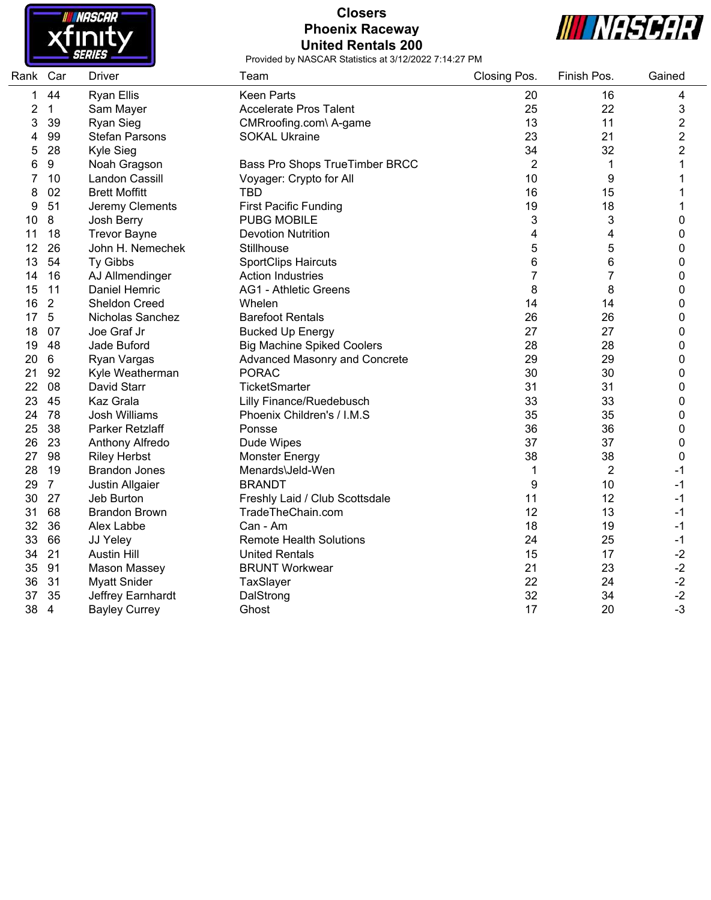# Closers
## Phoenix Raceway
## United Rentals 200

Provided by NASCAR Statistics at 3/12/2022 7:14:27 PM

| Rank | Car | Driver | Team | Closing Pos. | Finish Pos. | Gained |
|---|---|---|---|---|---|---|
| 1 | 44 | Ryan Ellis | Keen Parts | 20 | 16 | 4 |
| 2 | 1 | Sam Mayer | Accelerate Pros Talent | 25 | 22 | 3 |
| 3 | 39 | Ryan Sieg | CMRroofing.com\ A-game | 13 | 11 | 2 |
| 4 | 99 | Stefan Parsons | SOKAL Ukraine | 23 | 21 | 2 |
| 5 | 28 | Kyle Sieg | | 34 | 32 | 2 |
| 6 | 9 | Noah Gragson | Bass Pro Shops TrueTimber BRCC | 2 | 1 | 1 |
| 7 | 10 | Landon Cassill | Voyager: Crypto for All | 10 | 9 | 1 |
| 8 | 02 | Brett Moffitt | TBD | 16 | 15 | 1 |
| 9 | 51 | Jeremy Clements | First Pacific Funding | 19 | 18 | 1 |
| 10 | 8 | Josh Berry | PUBG MOBILE | 3 | 3 | 0 |
| 11 | 18 | Trevor Bayne | Devotion Nutrition | 4 | 4 | 0 |
| 12 | 26 | John H. Nemechek | Stillhouse | 5 | 5 | 0 |
| 13 | 54 | Ty Gibbs | SportClips Haircuts | 6 | 6 | 0 |
| 14 | 16 | AJ Allmendinger | Action Industries | 7 | 7 | 0 |
| 15 | 11 | Daniel Hemric | AG1 - Athletic Greens | 8 | 8 | 0 |
| 16 | 2 | Sheldon Creed | Whelen | 14 | 14 | 0 |
| 17 | 5 | Nicholas Sanchez | Barefoot Rentals | 26 | 26 | 0 |
| 18 | 07 | Joe Graf Jr | Bucked Up Energy | 27 | 27 | 0 |
| 19 | 48 | Jade Buford | Big Machine Spiked Coolers | 28 | 28 | 0 |
| 20 | 6 | Ryan Vargas | Advanced Masonry and Concrete | 29 | 29 | 0 |
| 21 | 92 | Kyle Weatherman | PORAC | 30 | 30 | 0 |
| 22 | 08 | David Starr | TicketSmarter | 31 | 31 | 0 |
| 23 | 45 | Kaz Grala | Lilly Finance/Ruedebusch | 33 | 33 | 0 |
| 24 | 78 | Josh Williams | Phoenix Children's / I.M.S | 35 | 35 | 0 |
| 25 | 38 | Parker Retzlaff | Ponsse | 36 | 36 | 0 |
| 26 | 23 | Anthony Alfredo | Dude Wipes | 37 | 37 | 0 |
| 27 | 98 | Riley Herbst | Monster Energy | 38 | 38 | 0 |
| 28 | 19 | Brandon Jones | Menards\Jeld-Wen | 1 | 2 | -1 |
| 29 | 7 | Justin Allgaier | BRANDT | 9 | 10 | -1 |
| 30 | 27 | Jeb Burton | Freshly Laid / Club Scottsdale | 11 | 12 | -1 |
| 31 | 68 | Brandon Brown | TradeTheChain.com | 12 | 13 | -1 |
| 32 | 36 | Alex Labbe | Can - Am | 18 | 19 | -1 |
| 33 | 66 | JJ Yeley | Remote Health Solutions | 24 | 25 | -1 |
| 34 | 21 | Austin Hill | United Rentals | 15 | 17 | -2 |
| 35 | 91 | Mason Massey | BRUNT Workwear | 21 | 23 | -2 |
| 36 | 31 | Myatt Snider | TaxSlayer | 22 | 24 | -2 |
| 37 | 35 | Jeffrey Earnhardt | DalStrong | 32 | 34 | -2 |
| 38 | 4 | Bayley Currey | Ghost | 17 | 20 | -3 |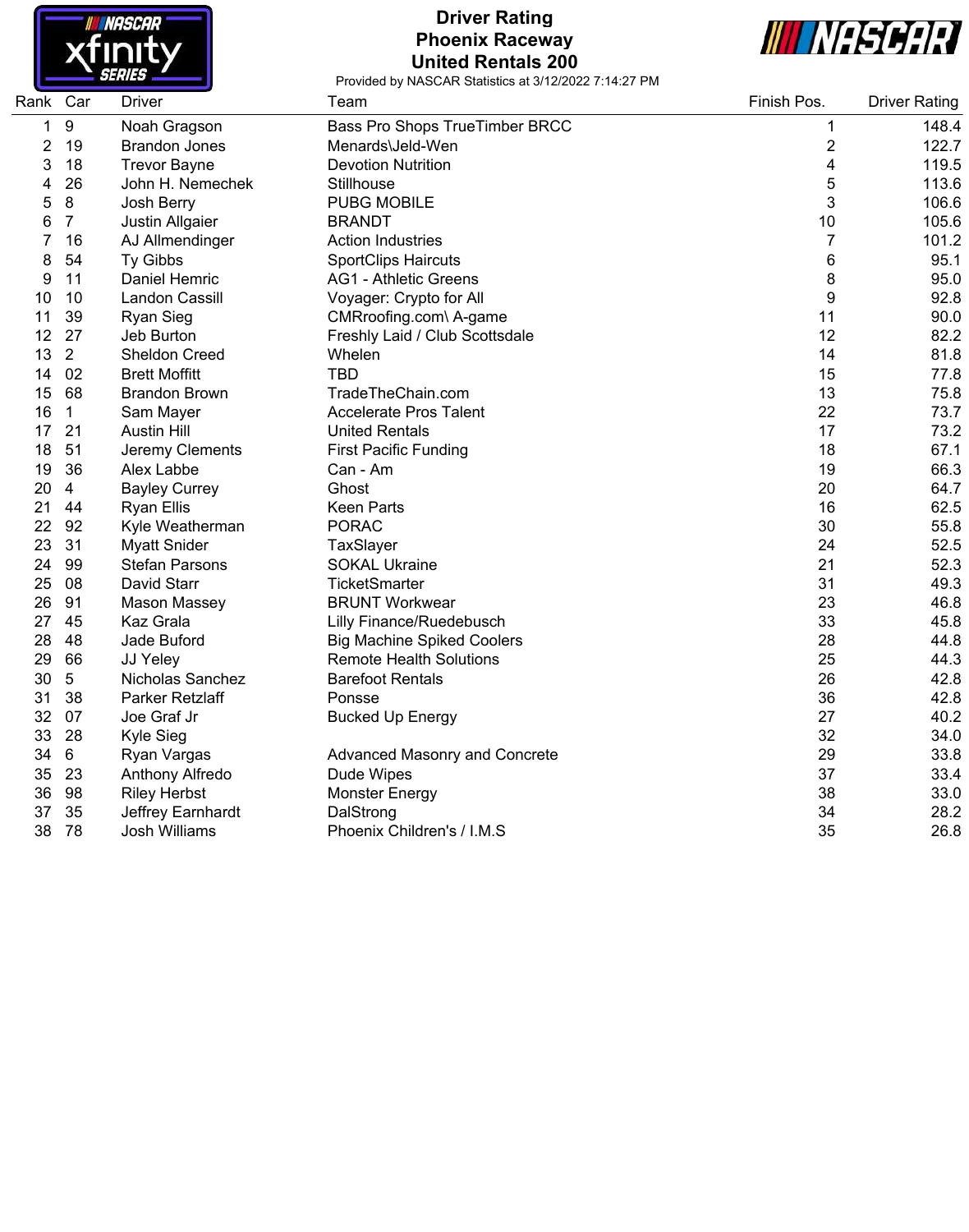# Driver Rating
## Phoenix Raceway
## United Rentals 200

Provided by NASCAR Statistics at 3/12/2022 7:14:27 PM

| Rank | Car | Driver | Team | Finish Pos. | Driver Rating |
|---|---|---|---|---|---|
| 1 | 9 | Noah Gragson | Bass Pro Shops TrueTimber BRCC | 1 | 148.4 |
| 2 | 19 | Brandon Jones | Menards\Jeld-Wen | 2 | 122.7 |
| 3 | 18 | Trevor Bayne | Devotion Nutrition | 4 | 119.5 |
| 4 | 26 | John H. Nemechek | Stillhouse | 5 | 113.6 |
| 5 | 8 | Josh Berry | PUBG MOBILE | 3 | 106.6 |
| 6 | 7 | Justin Allgaier | BRANDT | 10 | 105.6 |
| 7 | 16 | AJ Allmendinger | Action Industries | 7 | 101.2 |
| 8 | 54 | Ty Gibbs | SportClips Haircuts | 6 | 95.1 |
| 9 | 11 | Daniel Hemric | AG1 - Athletic Greens | 8 | 95.0 |
| 10 | 10 | Landon Cassill | Voyager: Crypto for All | 9 | 92.8 |
| 11 | 39 | Ryan Sieg | CMRroofing.com\ A-game | 11 | 90.0 |
| 12 | 27 | Jeb Burton | Freshly Laid / Club Scottsdale | 12 | 82.2 |
| 13 | 2 | Sheldon Creed | Whelen | 14 | 81.8 |
| 14 | 02 | Brett Moffitt | TBD | 15 | 77.8 |
| 15 | 68 | Brandon Brown | TradeTheChain.com | 13 | 75.8 |
| 16 | 1 | Sam Mayer | Accelerate Pros Talent | 22 | 73.7 |
| 17 | 21 | Austin Hill | United Rentals | 17 | 73.2 |
| 18 | 51 | Jeremy Clements | First Pacific Funding | 18 | 67.1 |
| 19 | 36 | Alex Labbe | Can - Am | 19 | 66.3 |
| 20 | 4 | Bayley Currey | Ghost | 20 | 64.7 |
| 21 | 44 | Ryan Ellis | Keen Parts | 16 | 62.5 |
| 22 | 92 | Kyle Weatherman | PORAC | 30 | 55.8 |
| 23 | 31 | Myatt Snider | TaxSlayer | 24 | 52.5 |
| 24 | 99 | Stefan Parsons | SOKAL Ukraine | 21 | 52.3 |
| 25 | 08 | David Starr | TicketSmarter | 31 | 49.3 |
| 26 | 91 | Mason Massey | BRUNT Workwear | 23 | 46.8 |
| 27 | 45 | Kaz Grala | Lilly Finance/Ruedebusch | 33 | 45.8 |
| 28 | 48 | Jade Buford | Big Machine Spiked Coolers | 28 | 44.8 |
| 29 | 66 | JJ Yeley | Remote Health Solutions | 25 | 44.3 |
| 30 | 5 | Nicholas Sanchez | Barefoot Rentals | 26 | 42.8 |
| 31 | 38 | Parker Retzlaff | Ponsse | 36 | 42.8 |
| 32 | 07 | Joe Graf Jr | Bucked Up Energy | 27 | 40.2 |
| 33 | 28 | Kyle Sieg | | 32 | 34.0 |
| 34 | 6 | Ryan Vargas | Advanced Masonry and Concrete | 29 | 33.8 |
| 35 | 23 | Anthony Alfredo | Dude Wipes | 37 | 33.4 |
| 36 | 98 | Riley Herbst | Monster Energy | 38 | 33.0 |
| 37 | 35 | Jeffrey Earnhardt | DalStrong | 34 | 28.2 |
| 38 | 78 | Josh Williams | Phoenix Children's / I.M.S | 35 | 26.8 |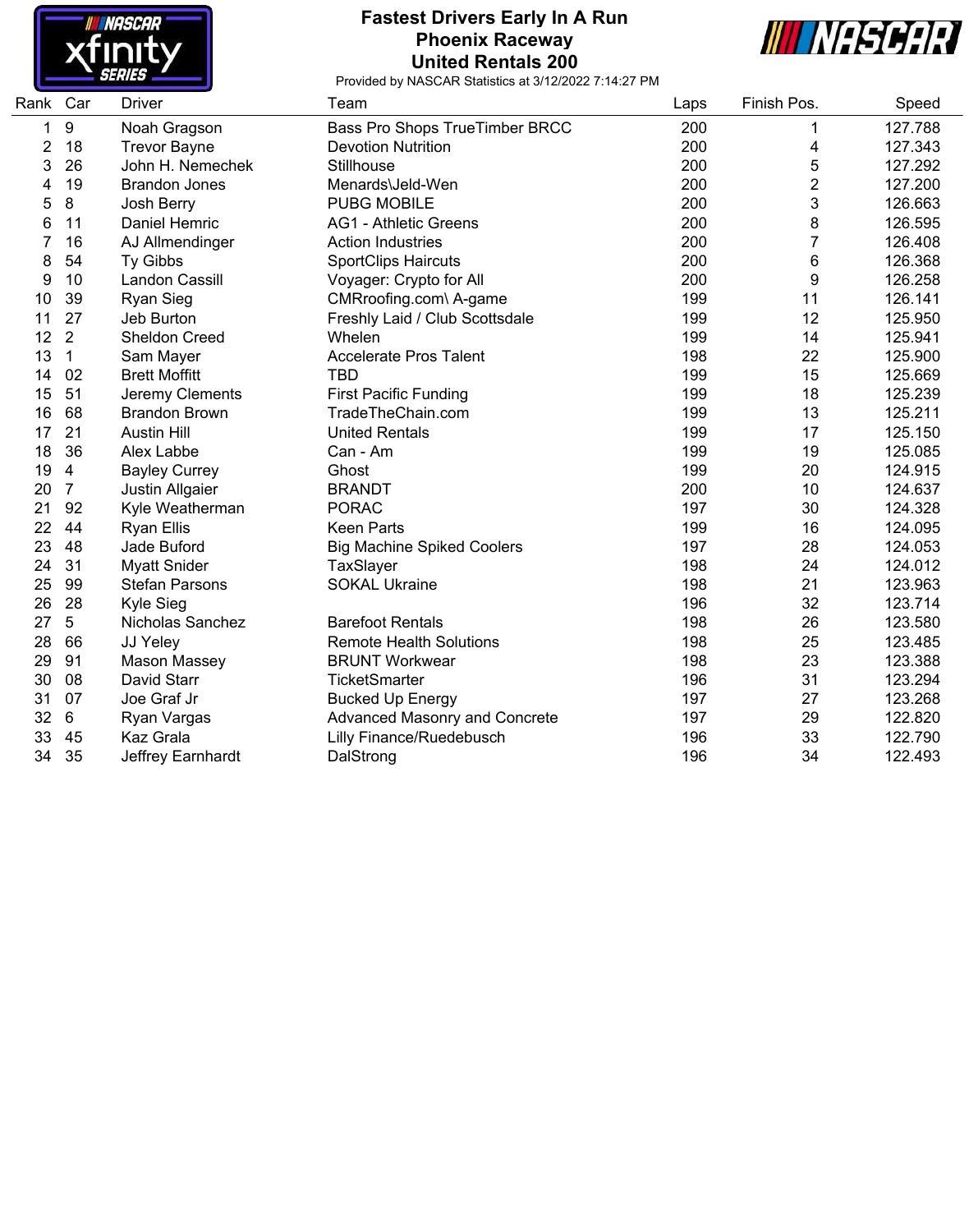# Fastest Drivers Early In A Run
## Phoenix Raceway
## United Rentals 200

Provided by NASCAR Statistics at 3/12/2022 7:14:27 PM

| Rank | Car | Driver | Team | Laps | Finish Pos. | Speed |
|---|---|---|---|---|---|---|
| 1 | 9 | Noah Gragson | Bass Pro Shops TrueTimber BRCC | 200 | 1 | 127.788 |
| 2 | 18 | Trevor Bayne | Devotion Nutrition | 200 | 4 | 127.343 |
| 3 | 26 | John H. Nemechek | Stillhouse | 200 | 5 | 127.292 |
| 4 | 19 | Brandon Jones | Menards\Jeld-Wen | 200 | 2 | 127.200 |
| 5 | 8 | Josh Berry | PUBG MOBILE | 200 | 3 | 126.663 |
| 6 | 11 | Daniel Hemric | AG1 - Athletic Greens | 200 | 8 | 126.595 |
| 7 | 16 | AJ Allmendinger | Action Industries | 200 | 7 | 126.408 |
| 8 | 54 | Ty Gibbs | SportClips Haircuts | 200 | 6 | 126.368 |
| 9 | 10 | Landon Cassill | Voyager: Crypto for All | 200 | 9 | 126.258 |
| 10 | 39 | Ryan Sieg | CMRroofing.com\ A-game | 199 | 11 | 126.141 |
| 11 | 27 | Jeb Burton | Freshly Laid / Club Scottsdale | 199 | 12 | 125.950 |
| 12 | 2 | Sheldon Creed | Whelen | 199 | 14 | 125.941 |
| 13 | 1 | Sam Mayer | Accelerate Pros Talent | 198 | 22 | 125.900 |
| 14 | 02 | Brett Moffitt | TBD | 199 | 15 | 125.669 |
| 15 | 51 | Jeremy Clements | First Pacific Funding | 199 | 18 | 125.239 |
| 16 | 68 | Brandon Brown | TradeTheChain.com | 199 | 13 | 125.211 |
| 17 | 21 | Austin Hill | United Rentals | 199 | 17 | 125.150 |
| 18 | 36 | Alex Labbe | Can - Am | 199 | 19 | 125.085 |
| 19 | 4 | Bayley Currey | Ghost | 199 | 20 | 124.915 |
| 20 | 7 | Justin Allgaier | BRANDT | 200 | 10 | 124.637 |
| 21 | 92 | Kyle Weatherman | PORAC | 197 | 30 | 124.328 |
| 22 | 44 | Ryan Ellis | Keen Parts | 199 | 16 | 124.095 |
| 23 | 48 | Jade Buford | Big Machine Spiked Coolers | 197 | 28 | 124.053 |
| 24 | 31 | Myatt Snider | TaxSlayer | 198 | 24 | 124.012 |
| 25 | 99 | Stefan Parsons | SOKAL Ukraine | 198 | 21 | 123.963 |
| 26 | 28 | Kyle Sieg | | 196 | 32 | 123.714 |
| 27 | 5 | Nicholas Sanchez | Barefoot Rentals | 198 | 26 | 123.580 |
| 28 | 66 | JJ Yeley | Remote Health Solutions | 198 | 25 | 123.485 |
| 29 | 91 | Mason Massey | BRUNT Workwear | 198 | 23 | 123.388 |
| 30 | 08 | David Starr | TicketSmarter | 196 | 31 | 123.294 |
| 31 | 07 | Joe Graf Jr | Bucked Up Energy | 197 | 27 | 123.268 |
| 32 | 6 | Ryan Vargas | Advanced Masonry and Concrete | 197 | 29 | 122.820 |
| 33 | 45 | Kaz Grala | Lilly Finance/Ruedebusch | 196 | 33 | 122.790 |
| 34 | 35 | Jeffrey Earnhardt | DalStrong | 196 | 34 | 122.493 |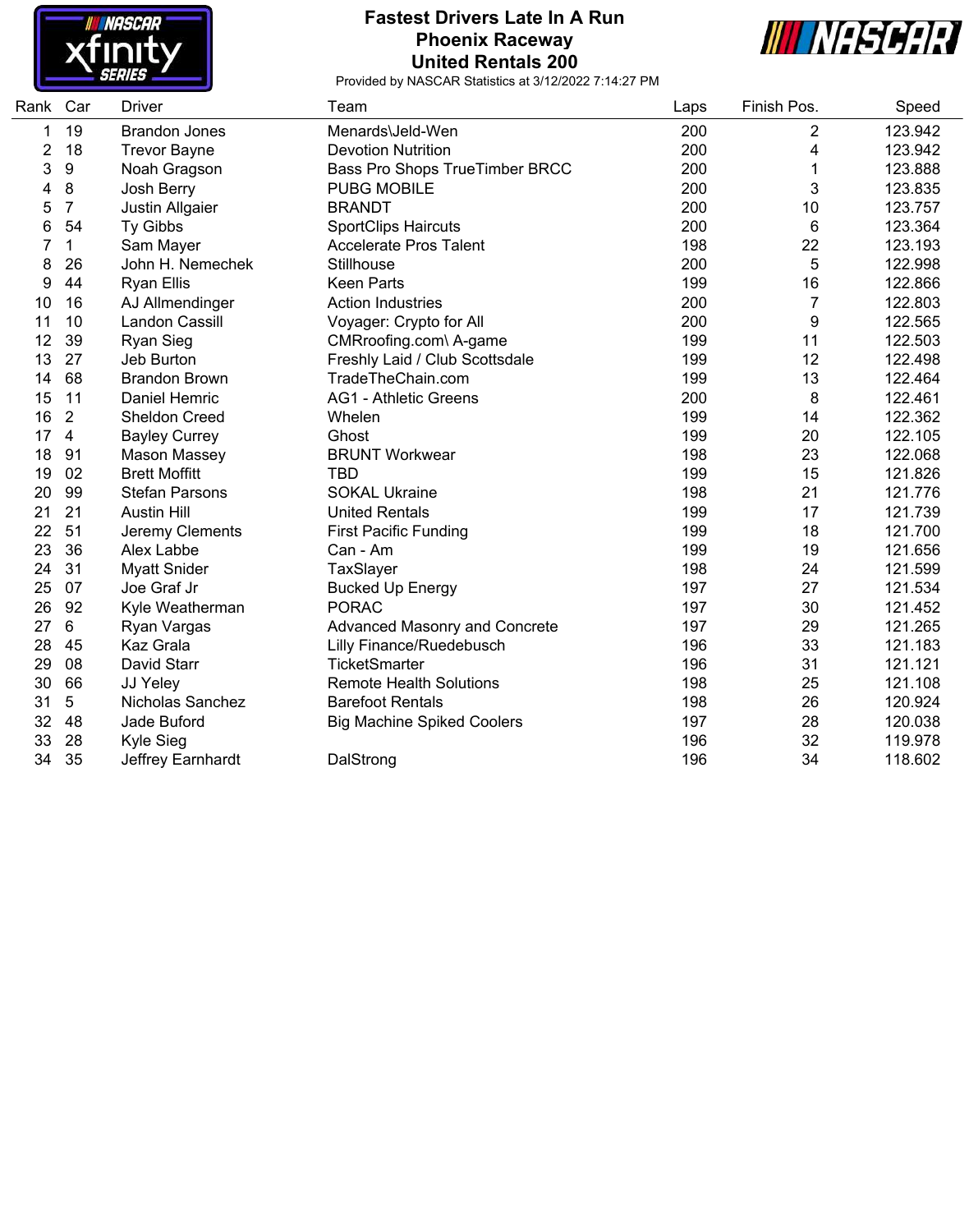# Fastest Drivers Late In A Run
## Phoenix Raceway
## United Rentals 200

Provided by NASCAR Statistics at 3/12/2022 7:14:27 PM

| Rank | Car | Driver | Team | Laps | Finish Pos. | Speed |
|---|---|---|---|---|---|---|
| 1 | 19 | Brandon Jones | Menards\Jeld-Wen | 200 | 2 | 123.942 |
| 2 | 18 | Trevor Bayne | Devotion Nutrition | 200 | 4 | 123.942 |
| 3 | 9 | Noah Gragson | Bass Pro Shops TrueTimber BRCC | 200 | 1 | 123.888 |
| 4 | 8 | Josh Berry | PUBG MOBILE | 200 | 3 | 123.835 |
| 5 | 7 | Justin Allgaier | BRANDT | 200 | 10 | 123.757 |
| 6 | 54 | Ty Gibbs | SportClips Haircuts | 200 | 6 | 123.364 |
| 7 | 1 | Sam Mayer | Accelerate Pros Talent | 198 | 22 | 123.193 |
| 8 | 26 | John H. Nemechek | Stillhouse | 200 | 5 | 122.998 |
| 9 | 44 | Ryan Ellis | Keen Parts | 199 | 16 | 122.866 |
| 10 | 16 | AJ Allmendinger | Action Industries | 200 | 7 | 122.803 |
| 11 | 10 | Landon Cassill | Voyager: Crypto for All | 200 | 9 | 122.565 |
| 12 | 39 | Ryan Sieg | CMRroofing.com\ A-game | 199 | 11 | 122.503 |
| 13 | 27 | Jeb Burton | Freshly Laid / Club Scottsdale | 199 | 12 | 122.498 |
| 14 | 68 | Brandon Brown | TradeTheChain.com | 199 | 13 | 122.464 |
| 15 | 11 | Daniel Hemric | AG1 - Athletic Greens | 200 | 8 | 122.461 |
| 16 | 2 | Sheldon Creed | Whelen | 199 | 14 | 122.362 |
| 17 | 4 | Bayley Currey | Ghost | 199 | 20 | 122.105 |
| 18 | 91 | Mason Massey | BRUNT Workwear | 198 | 23 | 122.068 |
| 19 | 02 | Brett Moffitt | TBD | 199 | 15 | 121.826 |
| 20 | 99 | Stefan Parsons | SOKAL Ukraine | 198 | 21 | 121.776 |
| 21 | 21 | Austin Hill | United Rentals | 199 | 17 | 121.739 |
| 22 | 51 | Jeremy Clements | First Pacific Funding | 199 | 18 | 121.700 |
| 23 | 36 | Alex Labbe | Can - Am | 199 | 19 | 121.656 |
| 24 | 31 | Myatt Snider | TaxSlayer | 198 | 24 | 121.599 |
| 25 | 07 | Joe Graf Jr | Bucked Up Energy | 197 | 27 | 121.534 |
| 26 | 92 | Kyle Weatherman | PORAC | 197 | 30 | 121.452 |
| 27 | 6 | Ryan Vargas | Advanced Masonry and Concrete | 197 | 29 | 121.265 |
| 28 | 45 | Kaz Grala | Lilly Finance/Ruedebusch | 196 | 33 | 121.183 |
| 29 | 08 | David Starr | TicketSmarter | 196 | 31 | 121.121 |
| 30 | 66 | JJ Yeley | Remote Health Solutions | 198 | 25 | 121.108 |
| 31 | 5 | Nicholas Sanchez | Barefoot Rentals | 198 | 26 | 120.924 |
| 32 | 48 | Jade Buford | Big Machine Spiked Coolers | 197 | 28 | 120.038 |
| 33 | 28 | Kyle Sieg | | 196 | 32 | 119.978 |
| 34 | 35 | Jeffrey Earnhardt | DalStrong | 196 | 34 | 118.602 |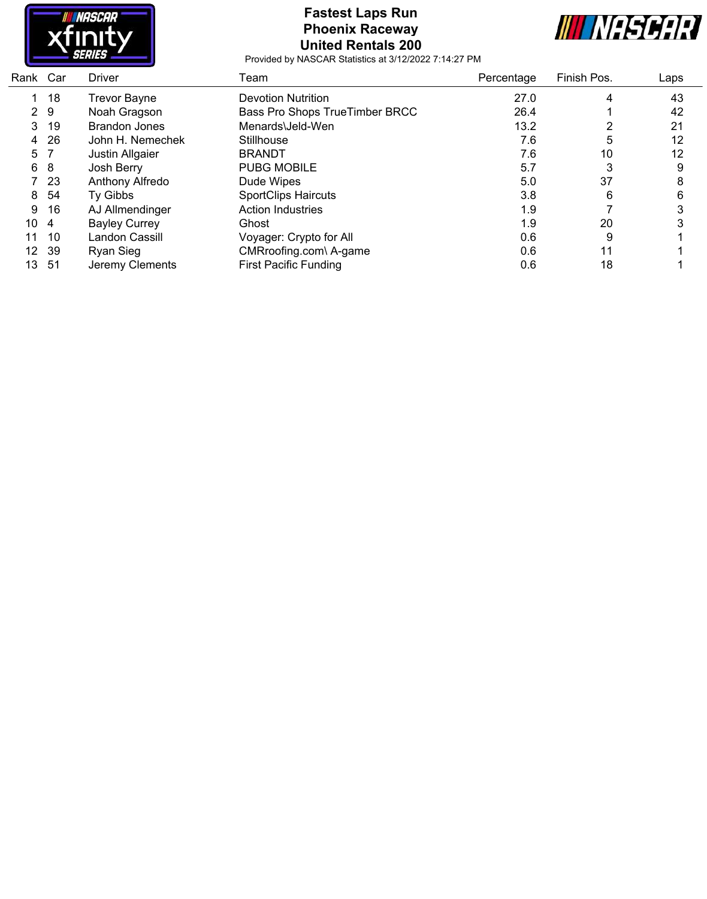# Fastest Laps Run
## Phoenix Raceway
## United Rentals 200

Provided by NASCAR Statistics at 3/12/2022 7:14:27 PM

| Rank | Car | Driver | Team | Percentage | Finish Pos. | Laps |
|---|---|---|---|---|---|---|
| 1 | 18 | Trevor Bayne | Devotion Nutrition | 27.0 | 4 | 43 |
| 2 | 9 | Noah Gragson | Bass Pro Shops TrueTimber BRCC | 26.4 | 1 | 42 |
| 3 | 19 | Brandon Jones | Menards\Jeld-Wen | 13.2 | 2 | 21 |
| 4 | 26 | John H. Nemechek | Stillhouse | 7.6 | 5 | 12 |
| 5 | 7 | Justin Allgaier | BRANDT | 7.6 | 10 | 12 |
| 6 | 8 | Josh Berry | PUBG MOBILE | 5.7 | 3 | 9 |
| 7 | 23 | Anthony Alfredo | Dude Wipes | 5.0 | 37 | 8 |
| 8 | 54 | Ty Gibbs | SportClips Haircuts | 3.8 | 6 | 6 |
| 9 | 16 | AJ Allmendinger | Action Industries | 1.9 | 7 | 3 |
| 10 | 4 | Bayley Currey | Ghost | 1.9 | 20 | 3 |
| 11 | 10 | Landon Cassill | Voyager: Crypto for All | 0.6 | 9 | 1 |
| 12 | 39 | Ryan Sieg | CMRroofing.com\ A-game | 0.6 | 11 | 1 |
| 13 | 51 | Jeremy Clements | First Pacific Funding | 0.6 | 18 | 1 |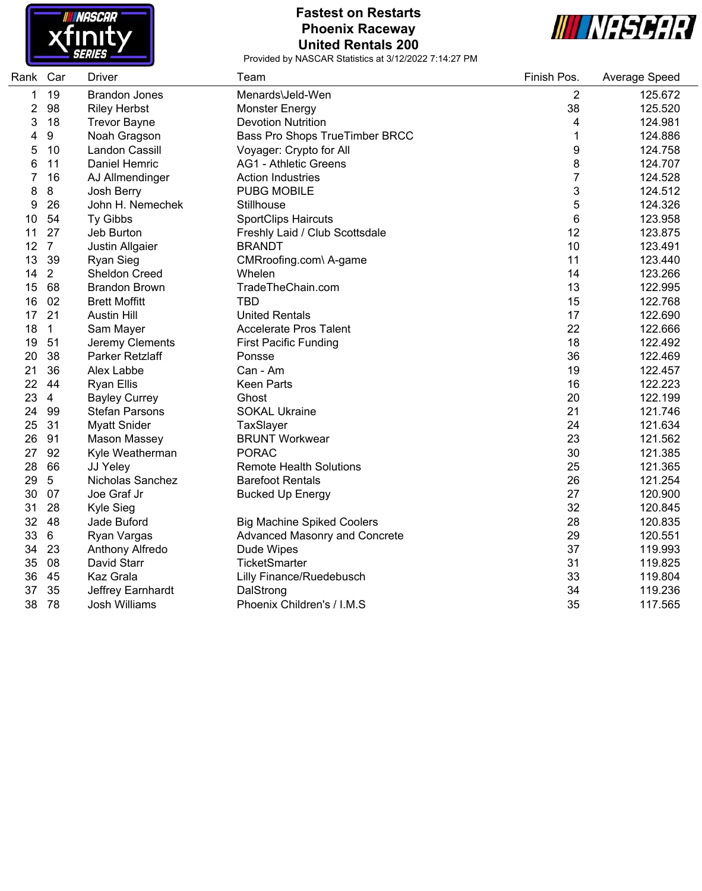# Fastest on Restarts
## Phoenix Raceway
## United Rentals 200

Provided by NASCAR Statistics at 3/12/2022 7:14:27 PM

| Rank | Car | Driver | Team | Finish Pos. | Average Speed |
|---|---|---|---|---|---|
| 1 | 19 | Brandon Jones | Menards\Jeld-Wen | 2 | 125.672 |
| 2 | 98 | Riley Herbst | Monster Energy | 38 | 125.520 |
| 3 | 18 | Trevor Bayne | Devotion Nutrition | 4 | 124.981 |
| 4 | 9 | Noah Gragson | Bass Pro Shops TrueTimber BRCC | 1 | 124.886 |
| 5 | 10 | Landon Cassill | Voyager: Crypto for All | 9 | 124.758 |
| 6 | 11 | Daniel Hemric | AG1 - Athletic Greens | 8 | 124.707 |
| 7 | 16 | AJ Allmendinger | Action Industries | 7 | 124.528 |
| 8 | 8 | Josh Berry | PUBG MOBILE | 3 | 124.512 |
| 9 | 26 | John H. Nemechek | Stillhouse | 5 | 124.326 |
| 10 | 54 | Ty Gibbs | SportClips Haircuts | 6 | 123.958 |
| 11 | 27 | Jeb Burton | Freshly Laid / Club Scottsdale | 12 | 123.875 |
| 12 | 7 | Justin Allgaier | BRANDT | 10 | 123.491 |
| 13 | 39 | Ryan Sieg | CMRroofing.com\ A-game | 11 | 123.440 |
| 14 | 2 | Sheldon Creed | Whelen | 14 | 123.266 |
| 15 | 68 | Brandon Brown | TradeTheChain.com | 13 | 122.995 |
| 16 | 02 | Brett Moffitt | TBD | 15 | 122.768 |
| 17 | 21 | Austin Hill | United Rentals | 17 | 122.690 |
| 18 | 1 | Sam Mayer | Accelerate Pros Talent | 22 | 122.666 |
| 19 | 51 | Jeremy Clements | First Pacific Funding | 18 | 122.492 |
| 20 | 38 | Parker Retzlaff | Ponsse | 36 | 122.469 |
| 21 | 36 | Alex Labbe | Can - Am | 19 | 122.457 |
| 22 | 44 | Ryan Ellis | Keen Parts | 16 | 122.223 |
| 23 | 4 | Bayley Currey | Ghost | 20 | 122.199 |
| 24 | 99 | Stefan Parsons | SOKAL Ukraine | 21 | 121.746 |
| 25 | 31 | Myatt Snider | TaxSlayer | 24 | 121.634 |
| 26 | 91 | Mason Massey | BRUNT Workwear | 23 | 121.562 |
| 27 | 92 | Kyle Weatherman | PORAC | 30 | 121.385 |
| 28 | 66 | JJ Yeley | Remote Health Solutions | 25 | 121.365 |
| 29 | 5 | Nicholas Sanchez | Barefoot Rentals | 26 | 121.254 |
| 30 | 07 | Joe Graf Jr | Bucked Up Energy | 27 | 120.900 |
| 31 | 28 | Kyle Sieg | | 32 | 120.845 |
| 32 | 48 | Jade Buford | Big Machine Spiked Coolers | 28 | 120.835 |
| 33 | 6 | Ryan Vargas | Advanced Masonry and Concrete | 29 | 120.551 |
| 34 | 23 | Anthony Alfredo | Dude Wipes | 37 | 119.993 |
| 35 | 08 | David Starr | TicketSmarter | 31 | 119.825 |
| 36 | 45 | Kaz Grala | Lilly Finance/Ruedebusch | 33 | 119.804 |
| 37 | 35 | Jeffrey Earnhardt | DalStrong | 34 | 119.236 |
| 38 | 78 | Josh Williams | Phoenix Children's / I.M.S | 35 | 117.565 |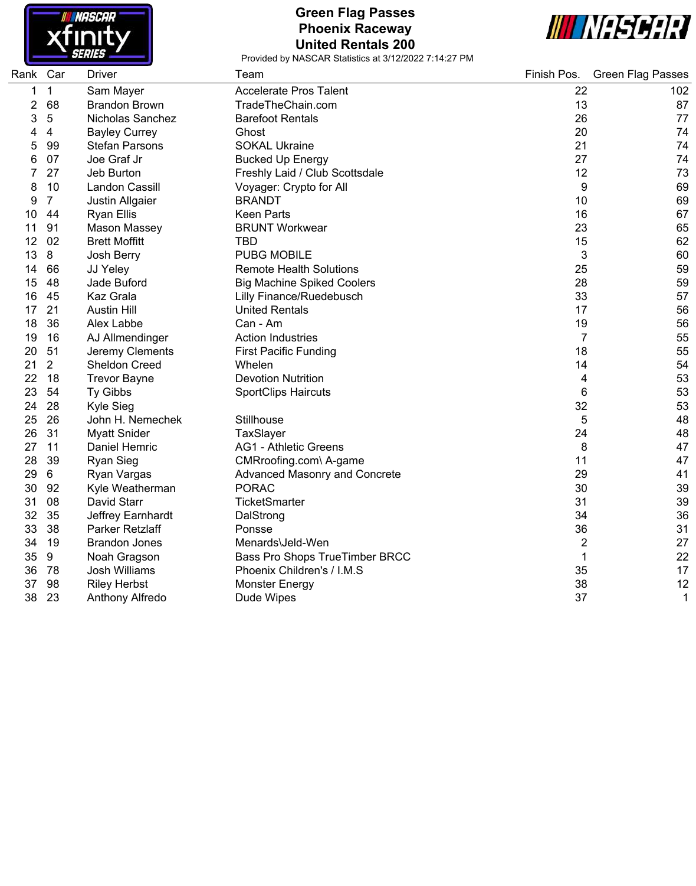# Green Flag Passes
## Phoenix Raceway
## United Rentals 200

Provided by NASCAR Statistics at 3/12/2022 7:14:27 PM

| Rank | Car | Driver | Team | Finish Pos. | Green Flag Passes |
|---|---|---|---|---|---|
| 1 | 1 | Sam Mayer | Accelerate Pros Talent | 22 | 102 |
| 2 | 68 | Brandon Brown | TradeTheChain.com | 13 | 87 |
| 3 | 5 | Nicholas Sanchez | Barefoot Rentals | 26 | 77 |
| 4 | 4 | Bayley Currey | Ghost | 20 | 74 |
| 5 | 99 | Stefan Parsons | SOKAL Ukraine | 21 | 74 |
| 6 | 07 | Joe Graf Jr | Bucked Up Energy | 27 | 74 |
| 7 | 27 | Jeb Burton | Freshly Laid / Club Scottsdale | 12 | 73 |
| 8 | 10 | Landon Cassill | Voyager: Crypto for All | 9 | 69 |
| 9 | 7 | Justin Allgaier | BRANDT | 10 | 69 |
| 10 | 44 | Ryan Ellis | Keen Parts | 16 | 67 |
| 11 | 91 | Mason Massey | BRUNT Workwear | 23 | 65 |
| 12 | 02 | Brett Moffitt | TBD | 15 | 62 |
| 13 | 8 | Josh Berry | PUBG MOBILE | 3 | 60 |
| 14 | 66 | JJ Yeley | Remote Health Solutions | 25 | 59 |
| 15 | 48 | Jade Buford | Big Machine Spiked Coolers | 28 | 59 |
| 16 | 45 | Kaz Grala | Lilly Finance/Ruedebusch | 33 | 57 |
| 17 | 21 | Austin Hill | United Rentals | 17 | 56 |
| 18 | 36 | Alex Labbe | Can - Am | 19 | 56 |
| 19 | 16 | AJ Allmendinger | Action Industries | 7 | 55 |
| 20 | 51 | Jeremy Clements | First Pacific Funding | 18 | 55 |
| 21 | 2 | Sheldon Creed | Whelen | 14 | 54 |
| 22 | 18 | Trevor Bayne | Devotion Nutrition | 4 | 53 |
| 23 | 54 | Ty Gibbs | SportClips Haircuts | 6 | 53 |
| 24 | 28 | Kyle Sieg | | 32 | 53 |
| 25 | 26 | John H. Nemechek | Stillhouse | 5 | 48 |
| 26 | 31 | Myatt Snider | TaxSlayer | 24 | 48 |
| 27 | 11 | Daniel Hemric | AG1 - Athletic Greens | 8 | 47 |
| 28 | 39 | Ryan Sieg | CMRroofing.com\ A-game | 11 | 47 |
| 29 | 6 | Ryan Vargas | Advanced Masonry and Concrete | 29 | 41 |
| 30 | 92 | Kyle Weatherman | PORAC | 30 | 39 |
| 31 | 08 | David Starr | TicketSmarter | 31 | 39 |
| 32 | 35 | Jeffrey Earnhardt | DalStrong | 34 | 36 |
| 33 | 38 | Parker Retzlaff | Ponsse | 36 | 31 |
| 34 | 19 | Brandon Jones | Menards\Jeld-Wen | 2 | 27 |
| 35 | 9 | Noah Gragson | Bass Pro Shops TrueTimber BRCC | 1 | 22 |
| 36 | 78 | Josh Williams | Phoenix Children's / I.M.S | 35 | 17 |
| 37 | 98 | Riley Herbst | Monster Energy | 38 | 12 |
| 38 | 23 | Anthony Alfredo | Dude Wipes | 37 | 1 |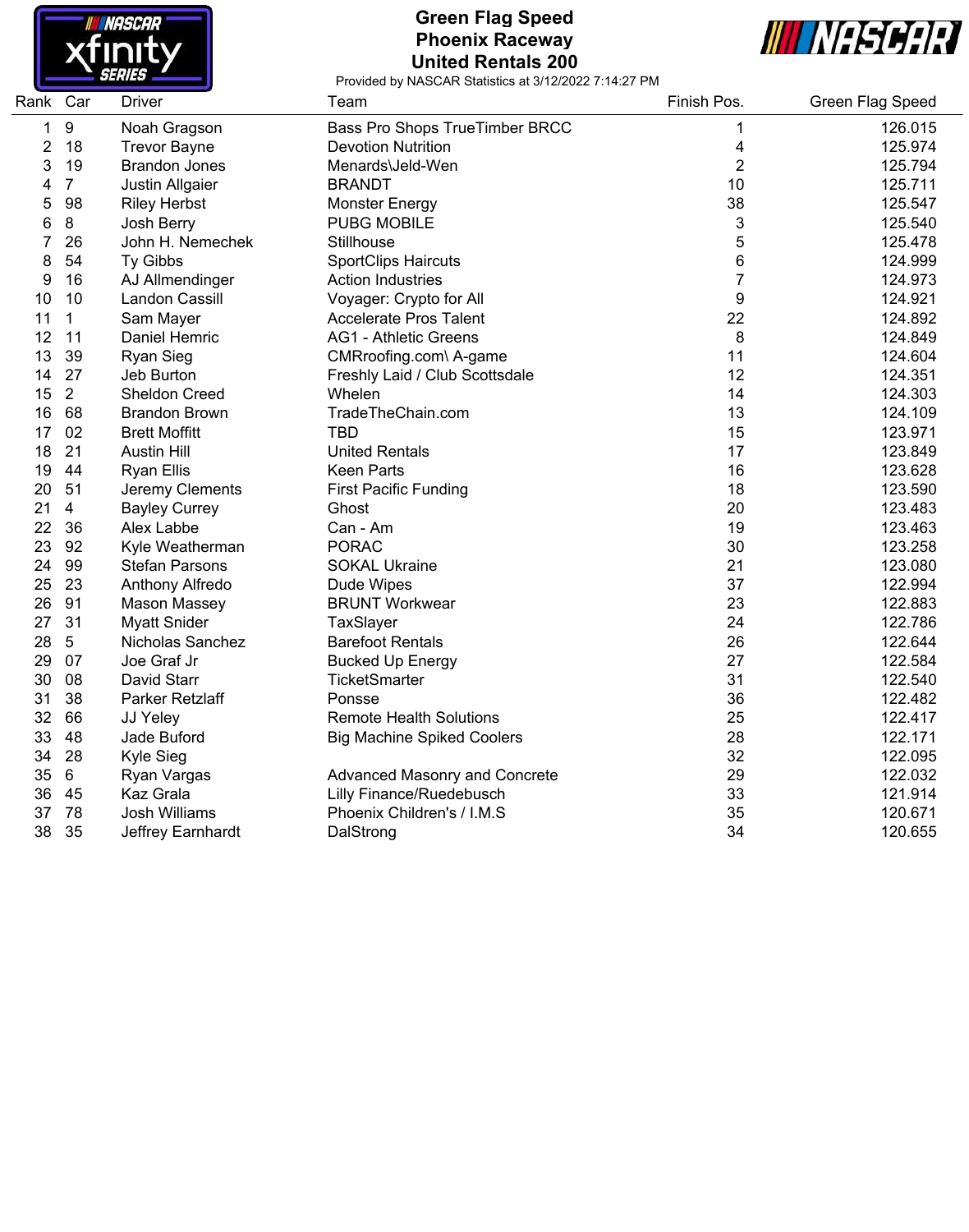# Green Flag Speed
## Phoenix Raceway
## United Rentals 200

Provided by NASCAR Statistics at 3/12/2022 7:14:27 PM

| Rank | Car | Driver | Team | Finish Pos. | Green Flag Speed |
|---|---|---|---|---|---|
| 1 | 9 | Noah Gragson | Bass Pro Shops TrueTimber BRCC | 1 | 126.015 |
| 2 | 18 | Trevor Bayne | Devotion Nutrition | 4 | 125.974 |
| 3 | 19 | Brandon Jones | Menards\Jeld-Wen | 2 | 125.794 |
| 4 | 7 | Justin Allgaier | BRANDT | 10 | 125.711 |
| 5 | 98 | Riley Herbst | Monster Energy | 38 | 125.547 |
| 6 | 8 | Josh Berry | PUBG MOBILE | 3 | 125.540 |
| 7 | 26 | John H. Nemechek | Stillhouse | 5 | 125.478 |
| 8 | 54 | Ty Gibbs | SportClips Haircuts | 6 | 124.999 |
| 9 | 16 | AJ Allmendinger | Action Industries | 7 | 124.973 |
| 10 | 10 | Landon Cassill | Voyager: Crypto for All | 9 | 124.921 |
| 11 | 1 | Sam Mayer | Accelerate Pros Talent | 22 | 124.892 |
| 12 | 11 | Daniel Hemric | AG1 - Athletic Greens | 8 | 124.849 |
| 13 | 39 | Ryan Sieg | CMRroofing.com\ A-game | 11 | 124.604 |
| 14 | 27 | Jeb Burton | Freshly Laid / Club Scottsdale | 12 | 124.351 |
| 15 | 2 | Sheldon Creed | Whelen | 14 | 124.303 |
| 16 | 68 | Brandon Brown | TradeTheChain.com | 13 | 124.109 |
| 17 | 02 | Brett Moffitt | TBD | 15 | 123.971 |
| 18 | 21 | Austin Hill | United Rentals | 17 | 123.849 |
| 19 | 44 | Ryan Ellis | Keen Parts | 16 | 123.628 |
| 20 | 51 | Jeremy Clements | First Pacific Funding | 18 | 123.590 |
| 21 | 4 | Bayley Currey | Ghost | 20 | 123.483 |
| 22 | 36 | Alex Labbe | Can - Am | 19 | 123.463 |
| 23 | 92 | Kyle Weatherman | PORAC | 30 | 123.258 |
| 24 | 99 | Stefan Parsons | SOKAL Ukraine | 21 | 123.080 |
| 25 | 23 | Anthony Alfredo | Dude Wipes | 37 | 122.994 |
| 26 | 91 | Mason Massey | BRUNT Workwear | 23 | 122.883 |
| 27 | 31 | Myatt Snider | TaxSlayer | 24 | 122.786 |
| 28 | 5 | Nicholas Sanchez | Barefoot Rentals | 26 | 122.644 |
| 29 | 07 | Joe Graf Jr | Bucked Up Energy | 27 | 122.584 |
| 30 | 08 | David Starr | TicketSmarter | 31 | 122.540 |
| 31 | 38 | Parker Retzlaff | Ponsse | 36 | 122.482 |
| 32 | 66 | JJ Yeley | Remote Health Solutions | 25 | 122.417 |
| 33 | 48 | Jade Buford | Big Machine Spiked Coolers | 28 | 122.171 |
| 34 | 28 | Kyle Sieg | | 32 | 122.095 |
| 35 | 6 | Ryan Vargas | Advanced Masonry and Concrete | 29 | 122.032 |
| 36 | 45 | Kaz Grala | Lilly Finance/Ruedebusch | 33 | 121.914 |
| 37 | 78 | Josh Williams | Phoenix Children's / I.M.S | 35 | 120.671 |
| 38 | 35 | Jeffrey Earnhardt | DalStrong | 34 | 120.655 |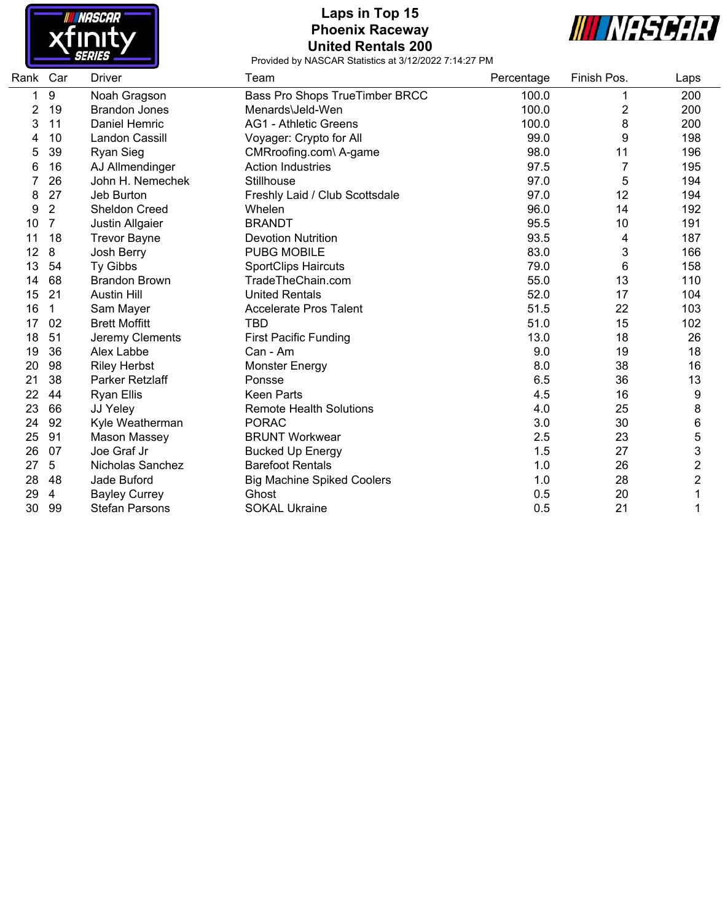# Laps in Top 15
## Phoenix Raceway
## United Rentals 200

Provided by NASCAR Statistics at 3/12/2022 7:14:27 PM

| Rank | Car | Driver | Team | Percentage | Finish Pos. | Laps |
|---|---|---|---|---|---|---|
| 1 | 9 | Noah Gragson | Bass Pro Shops TrueTimber BRCC | 100.0 | 1 | 200 |
| 2 | 19 | Brandon Jones | Menards\Jeld-Wen | 100.0 | 2 | 200 |
| 3 | 11 | Daniel Hemric | AG1 - Athletic Greens | 100.0 | 8 | 200 |
| 4 | 10 | Landon Cassill | Voyager: Crypto for All | 99.0 | 9 | 198 |
| 5 | 39 | Ryan Sieg | CMRroofing.com\ A-game | 98.0 | 11 | 196 |
| 6 | 16 | AJ Allmendinger | Action Industries | 97.5 | 7 | 195 |
| 7 | 26 | John H. Nemechek | Stillhouse | 97.0 | 5 | 194 |
| 8 | 27 | Jeb Burton | Freshly Laid / Club Scottsdale | 97.0 | 12 | 194 |
| 9 | 2 | Sheldon Creed | Whelen | 96.0 | 14 | 192 |
| 10 | 7 | Justin Allgaier | BRANDT | 95.5 | 10 | 191 |
| 11 | 18 | Trevor Bayne | Devotion Nutrition | 93.5 | 4 | 187 |
| 12 | 8 | Josh Berry | PUBG MOBILE | 83.0 | 3 | 166 |
| 13 | 54 | Ty Gibbs | SportClips Haircuts | 79.0 | 6 | 158 |
| 14 | 68 | Brandon Brown | TradeTheChain.com | 55.0 | 13 | 110 |
| 15 | 21 | Austin Hill | United Rentals | 52.0 | 17 | 104 |
| 16 | 1 | Sam Mayer | Accelerate Pros Talent | 51.5 | 22 | 103 |
| 17 | 02 | Brett Moffitt | TBD | 51.0 | 15 | 102 |
| 18 | 51 | Jeremy Clements | First Pacific Funding | 13.0 | 18 | 26 |
| 19 | 36 | Alex Labbe | Can - Am | 9.0 | 19 | 18 |
| 20 | 98 | Riley Herbst | Monster Energy | 8.0 | 38 | 16 |
| 21 | 38 | Parker Retzlaff | Ponsse | 6.5 | 36 | 13 |
| 22 | 44 | Ryan Ellis | Keen Parts | 4.5 | 16 | 9 |
| 23 | 66 | JJ Yeley | Remote Health Solutions | 4.0 | 25 | 8 |
| 24 | 92 | Kyle Weatherman | PORAC | 3.0 | 30 | 6 |
| 25 | 91 | Mason Massey | BRUNT Workwear | 2.5 | 23 | 5 |
| 26 | 07 | Joe Graf Jr | Bucked Up Energy | 1.5 | 27 | 3 |
| 27 | 5 | Nicholas Sanchez | Barefoot Rentals | 1.0 | 26 | 2 |
| 28 | 48 | Jade Buford | Big Machine Spiked Coolers | 1.0 | 28 | 2 |
| 29 | 4 | Bayley Currey | Ghost | 0.5 | 20 | 1 |
| 30 | 99 | Stefan Parsons | SOKAL Ukraine | 0.5 | 21 | 1 |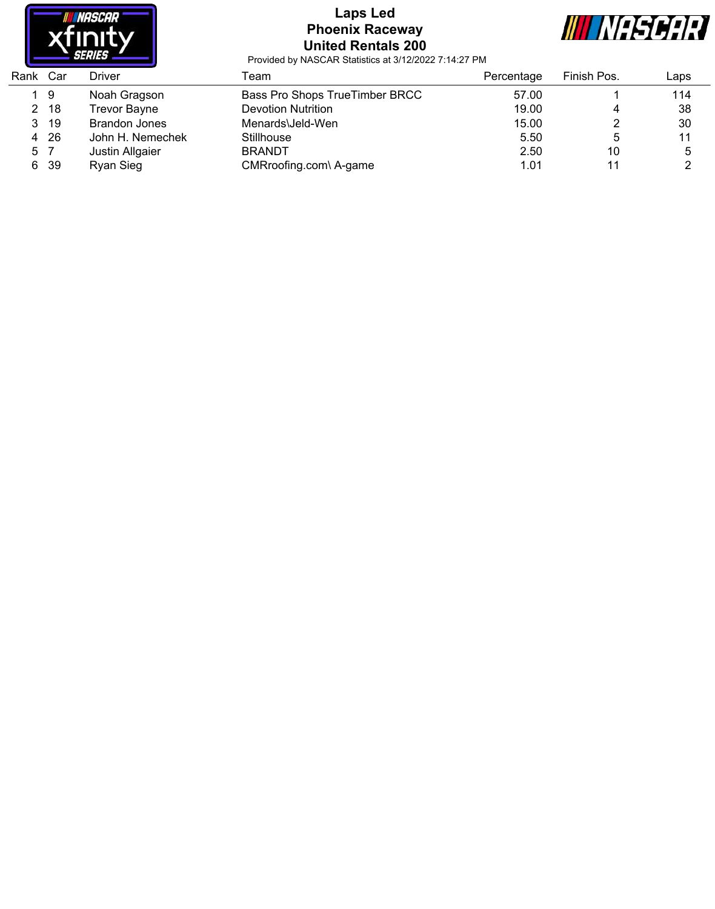# Laps Led

## Phoenix Raceway

## United Rentals 200

Provided by NASCAR Statistics at 3/12/2022 7:14:27 PM

| Rank | Car | Driver | Team | Percentage | Finish Pos. | Laps |
|---|---|---|---|---|---|---|
| 1 | 9 | Noah Gragson | Bass Pro Shops TrueTimber BRCC | 57.00 | 1 | 114 |
| 2 | 18 | Trevor Bayne | Devotion Nutrition | 19.00 | 4 | 38 |
| 3 | 19 | Brandon Jones | Menards\Jeld-Wen | 15.00 | 2 | 30 |
| 4 | 26 | John H. Nemechek | Stillhouse | 5.50 | 5 | 11 |
| 5 | 7 | Justin Allgaier | BRANDT | 2.50 | 10 | 5 |
| 6 | 39 | Ryan Sieg | CMRroofing.com\ A-game | 1.01 | 11 | 2 |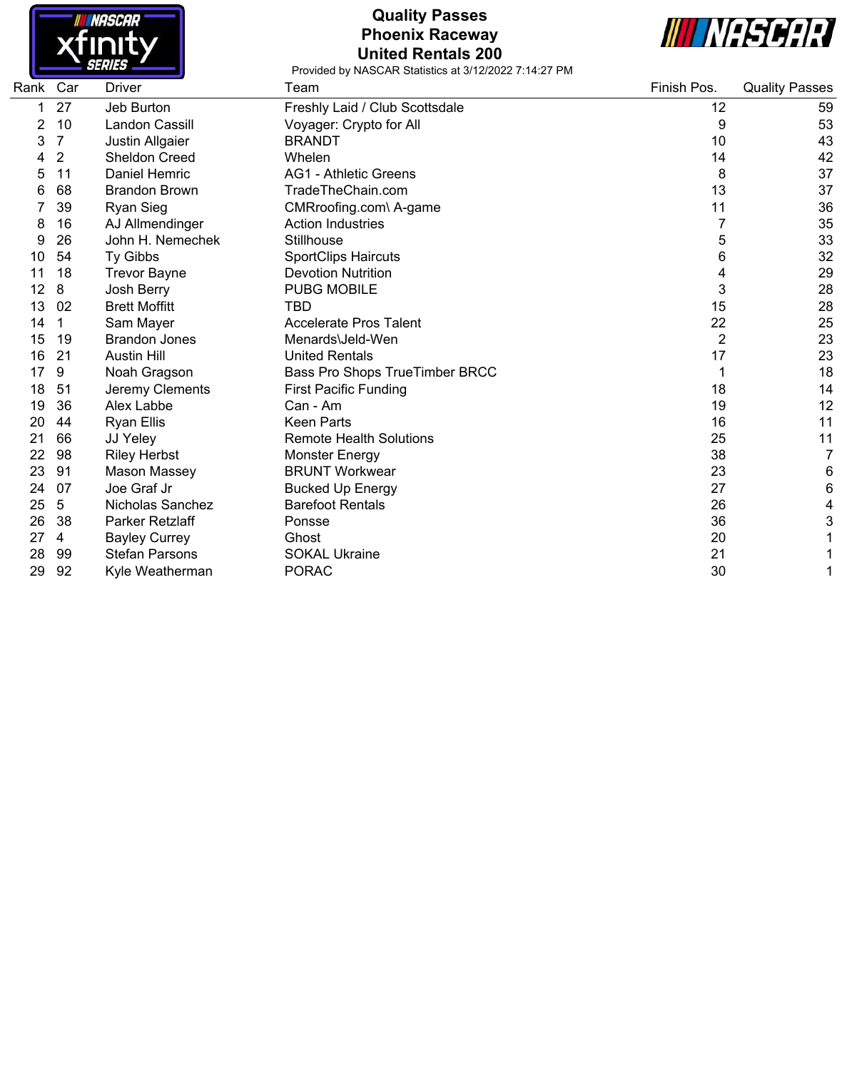# Quality Passes
## Phoenix Raceway
## United Rentals 200

Provided by NASCAR Statistics at 3/12/2022 7:14:27 PM

| Rank | Car | Driver | Team | Finish Pos. | Quality Passes |
|---|---|---|---|---|---|
| 1 | 27 | Jeb Burton | Freshly Laid / Club Scottsdale | 12 | 59 |
| 2 | 10 | Landon Cassill | Voyager: Crypto for All | 9 | 53 |
| 3 | 7 | Justin Allgaier | BRANDT | 10 | 43 |
| 4 | 2 | Sheldon Creed | Whelen | 14 | 42 |
| 5 | 11 | Daniel Hemric | AG1 - Athletic Greens | 8 | 37 |
| 6 | 68 | Brandon Brown | TradeTheChain.com | 13 | 37 |
| 7 | 39 | Ryan Sieg | CMRroofing.com\ A-game | 11 | 36 |
| 8 | 16 | AJ Allmendinger | Action Industries | 7 | 35 |
| 9 | 26 | John H. Nemechek | Stillhouse | 5 | 33 |
| 10 | 54 | Ty Gibbs | SportClips Haircuts | 6 | 32 |
| 11 | 18 | Trevor Bayne | Devotion Nutrition | 4 | 29 |
| 12 | 8 | Josh Berry | PUBG MOBILE | 3 | 28 |
| 13 | 02 | Brett Moffitt | TBD | 15 | 28 |
| 14 | 1 | Sam Mayer | Accelerate Pros Talent | 22 | 25 |
| 15 | 19 | Brandon Jones | Menards\Jeld-Wen | 2 | 23 |
| 16 | 21 | Austin Hill | United Rentals | 17 | 23 |
| 17 | 9 | Noah Gragson | Bass Pro Shops TrueTimber BRCC | 1 | 18 |
| 18 | 51 | Jeremy Clements | First Pacific Funding | 18 | 14 |
| 19 | 36 | Alex Labbe | Can - Am | 19 | 12 |
| 20 | 44 | Ryan Ellis | Keen Parts | 16 | 11 |
| 21 | 66 | JJ Yeley | Remote Health Solutions | 25 | 11 |
| 22 | 98 | Riley Herbst | Monster Energy | 38 | 7 |
| 23 | 91 | Mason Massey | BRUNT Workwear | 23 | 6 |
| 24 | 07 | Joe Graf Jr | Bucked Up Energy | 27 | 6 |
| 25 | 5 | Nicholas Sanchez | Barefoot Rentals | 26 | 4 |
| 26 | 38 | Parker Retzlaff | Ponsse | 36 | 3 |
| 27 | 4 | Bayley Currey | Ghost | 20 | 1 |
| 28 | 99 | Stefan Parsons | SOKAL Ukraine | 21 | 1 |
| 29 | 92 | Kyle Weatherman | PORAC | 30 | 1 |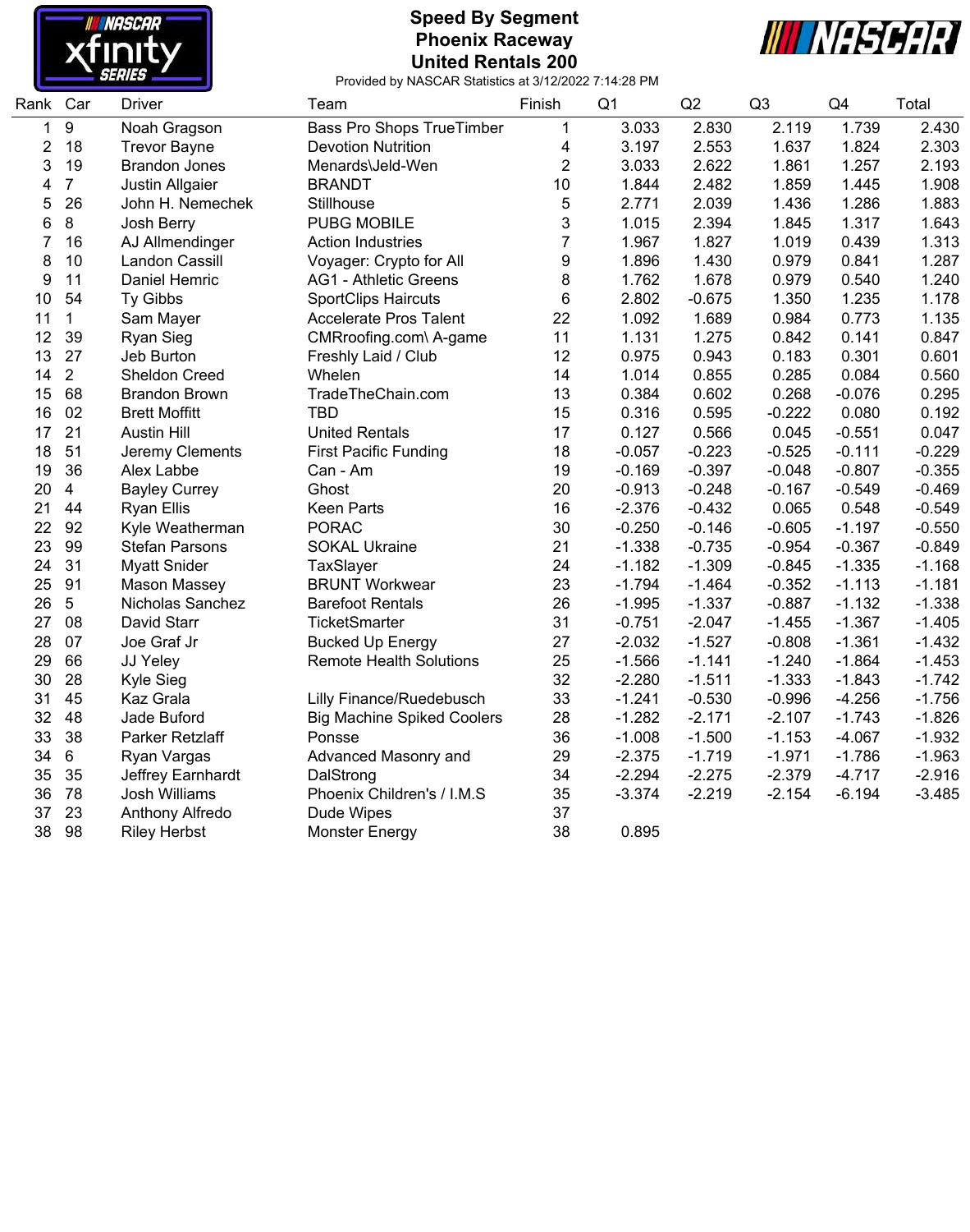# Speed By Segment
## Phoenix Raceway
## United Rentals 200

Provided by NASCAR Statistics at 3/12/2022 7:14:28 PM

| Rank | Car | Driver | Team | Finish | Q1 | Q2 | Q3 | Q4 | Total |
|---|---|---|---|---|---|---|---|---|---|
| 1 | 9 | Noah Gragson | Bass Pro Shops TrueTimber | 1 | 3.033 | 2.830 | 2.119 | 1.739 | 2.430 |
| 2 | 18 | Trevor Bayne | Devotion Nutrition | 4 | 3.197 | 2.553 | 1.637 | 1.824 | 2.303 |
| 3 | 19 | Brandon Jones | Menards\Jeld-Wen | 2 | 3.033 | 2.622 | 1.861 | 1.257 | 2.193 |
| 4 | 7 | Justin Allgaier | BRANDT | 10 | 1.844 | 2.482 | 1.859 | 1.445 | 1.908 |
| 5 | 26 | John H. Nemechek | Stillhouse | 5 | 2.771 | 2.039 | 1.436 | 1.286 | 1.883 |
| 6 | 8 | Josh Berry | PUBG MOBILE | 3 | 1.015 | 2.394 | 1.845 | 1.317 | 1.643 |
| 7 | 16 | AJ Allmendinger | Action Industries | 7 | 1.967 | 1.827 | 1.019 | 0.439 | 1.313 |
| 8 | 10 | Landon Cassill | Voyager: Crypto for All | 9 | 1.896 | 1.430 | 0.979 | 0.841 | 1.287 |
| 9 | 11 | Daniel Hemric | AG1 - Athletic Greens | 8 | 1.762 | 1.678 | 0.979 | 0.540 | 1.240 |
| 10 | 54 | Ty Gibbs | SportClips Haircuts | 6 | 2.802 | -0.675 | 1.350 | 1.235 | 1.178 |
| 11 | 1 | Sam Mayer | Accelerate Pros Talent | 22 | 1.092 | 1.689 | 0.984 | 0.773 | 1.135 |
| 12 | 39 | Ryan Sieg | CMRroofing.com\ A-game | 11 | 1.131 | 1.275 | 0.842 | 0.141 | 0.847 |
| 13 | 27 | Jeb Burton | Freshly Laid / Club | 12 | 0.975 | 0.943 | 0.183 | 0.301 | 0.601 |
| 14 | 2 | Sheldon Creed | Whelen | 14 | 1.014 | 0.855 | 0.285 | 0.084 | 0.560 |
| 15 | 68 | Brandon Brown | TradeTheChain.com | 13 | 0.384 | 0.602 | 0.268 | -0.076 | 0.295 |
| 16 | 02 | Brett Moffitt | TBD | 15 | 0.316 | 0.595 | -0.222 | 0.080 | 0.192 |
| 17 | 21 | Austin Hill | United Rentals | 17 | 0.127 | 0.566 | 0.045 | -0.551 | 0.047 |
| 18 | 51 | Jeremy Clements | First Pacific Funding | 18 | -0.057 | -0.223 | -0.525 | -0.111 | -0.229 |
| 19 | 36 | Alex Labbe | Can - Am | 19 | -0.169 | -0.397 | -0.048 | -0.807 | -0.355 |
| 20 | 4 | Bayley Currey | Ghost | 20 | -0.913 | -0.248 | -0.167 | -0.549 | -0.469 |
| 21 | 44 | Ryan Ellis | Keen Parts | 16 | -2.376 | -0.432 | 0.065 | 0.548 | -0.549 |
| 22 | 92 | Kyle Weatherman | PORAC | 30 | -0.250 | -0.146 | -0.605 | -1.197 | -0.550 |
| 23 | 99 | Stefan Parsons | SOKAL Ukraine | 21 | -1.338 | -0.735 | -0.954 | -0.367 | -0.849 |
| 24 | 31 | Myatt Snider | TaxSlayer | 24 | -1.182 | -1.309 | -0.845 | -1.335 | -1.168 |
| 25 | 91 | Mason Massey | BRUNT Workwear | 23 | -1.794 | -1.464 | -0.352 | -1.113 | -1.181 |
| 26 | 5 | Nicholas Sanchez | Barefoot Rentals | 26 | -1.995 | -1.337 | -0.887 | -1.132 | -1.338 |
| 27 | 08 | David Starr | TicketSmarter | 31 | -0.751 | -2.047 | -1.455 | -1.367 | -1.405 |
| 28 | 07 | Joe Graf Jr | Bucked Up Energy | 27 | -2.032 | -1.527 | -0.808 | -1.361 | -1.432 |
| 29 | 66 | JJ Yeley | Remote Health Solutions | 25 | -1.566 | -1.141 | -1.240 | -1.864 | -1.453 |
| 30 | 28 | Kyle Sieg | | 32 | -2.280 | -1.511 | -1.333 | -1.843 | -1.742 |
| 31 | 45 | Kaz Grala | Lilly Finance/Ruedebusch | 33 | -1.241 | -0.530 | -0.996 | -4.256 | -1.756 |
| 32 | 48 | Jade Buford | Big Machine Spiked Coolers | 28 | -1.282 | -2.171 | -2.107 | -1.743 | -1.826 |
| 33 | 38 | Parker Retzlaff | Ponsse | 36 | -1.008 | -1.500 | -1.153 | -4.067 | -1.932 |
| 34 | 6 | Ryan Vargas | Advanced Masonry and | 29 | -2.375 | -1.719 | -1.971 | -1.786 | -1.963 |
| 35 | 35 | Jeffrey Earnhardt | DalStrong | 34 | -2.294 | -2.275 | -2.379 | -4.717 | -2.916 |
| 36 | 78 | Josh Williams | Phoenix Children's / I.M.S | 35 | -3.374 | -2.219 | -2.154 | -6.194 | -3.485 |
| 37 | 23 | Anthony Alfredo | Dude Wipes | 37 | | | | | |
| 38 | 98 | Riley Herbst | Monster Energy | 38 | 0.895 | | | | |